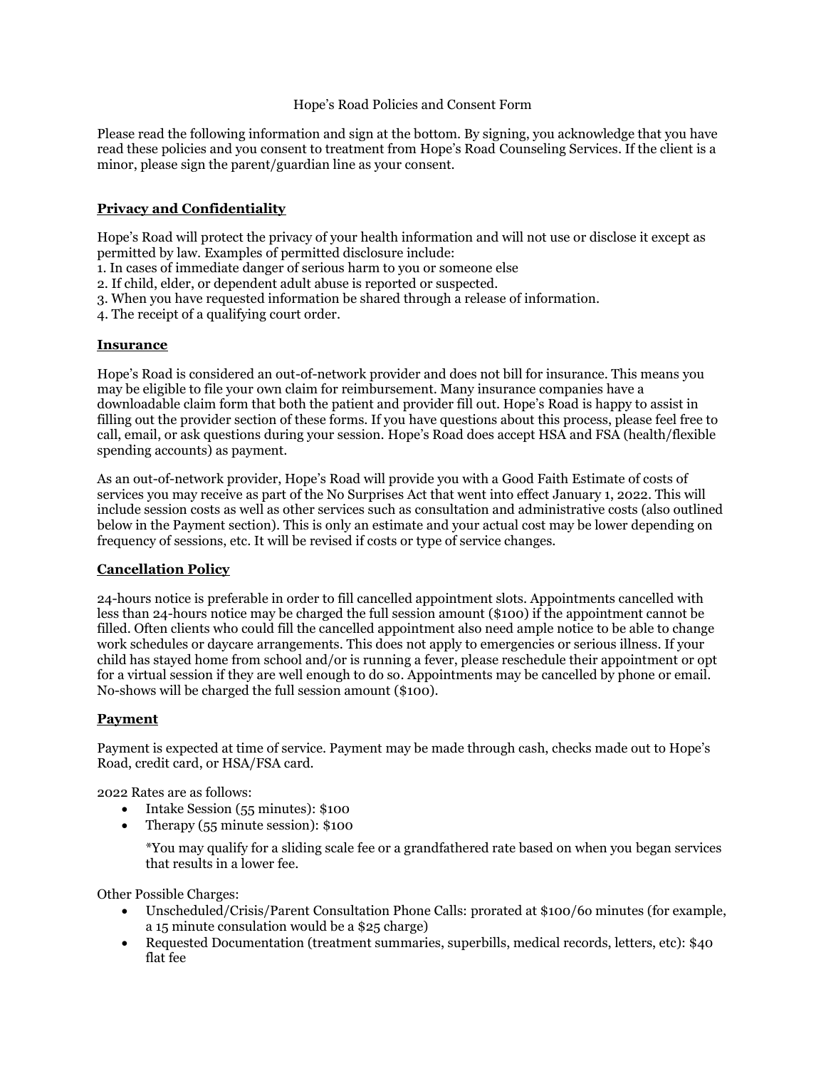# Hope's Road Policies and Consent Form

Please read the following information and sign at the bottom. By signing, you acknowledge that you have read these policies and you consent to treatment from Hope's Road Counseling Services. If the client is a minor, please sign the parent/guardian line as your consent.

## Privacy and Confidentiality

Hope's Road will protect the privacy of your health information and will not use or disclose it except as permitted by law. Examples of permitted disclosure include:

1. In cases of immediate danger of serious harm to you or someone else
2. If child, elder, or dependent adult abuse is reported or suspected.
3. When you have requested information be shared through a release of information.
4. The receipt of a qualifying court order.

## Insurance

Hope's Road is considered an out-of-network provider and does not bill for insurance. This means you may be eligible to file your own claim for reimbursement. Many insurance companies have a downloadable claim form that both the patient and provider fill out. Hope's Road is happy to assist in filling out the provider section of these forms. If you have questions about this process, please feel free to call, email, or ask questions during your session. Hope's Road does accept HSA and FSA (health/flexible spending accounts) as payment.

As an out-of-network provider, Hope's Road will provide you with a Good Faith Estimate of costs of services you may receive as part of the No Surprises Act that went into effect January 1, 2022. This will include session costs as well as other services such as consultation and administrative costs (also outlined below in the Payment section). This is only an estimate and your actual cost may be lower depending on frequency of sessions, etc. It will be revised if costs or type of service changes.

## Cancellation Policy

24-hours notice is preferable in order to fill cancelled appointment slots. Appointments cancelled with less than 24-hours notice may be charged the full session amount ($100) if the appointment cannot be filled. Often clients who could fill the cancelled appointment also need ample notice to be able to change work schedules or daycare arrangements. This does not apply to emergencies or serious illness. If your child has stayed home from school and/or is running a fever, please reschedule their appointment or opt for a virtual session if they are well enough to do so. Appointments may be cancelled by phone or email. No-shows will be charged the full session amount ($100).

## Payment

Payment is expected at time of service. Payment may be made through cash, checks made out to Hope's Road, credit card, or HSA/FSA card.

2022 Rates are as follows:

- Intake Session (55 minutes): $100
- Therapy (55 minute session): $100

  *You may qualify for a sliding scale fee or a grandfathered rate based on when you began services that results in a lower fee.

Other Possible Charges:

- Unscheduled/Crisis/Parent Consultation Phone Calls: prorated at $100/60 minutes (for example, a 15 minute consulation would be a $25 charge)
- Requested Documentation (treatment summaries, superbills, medical records, letters, etc): $40 flat fee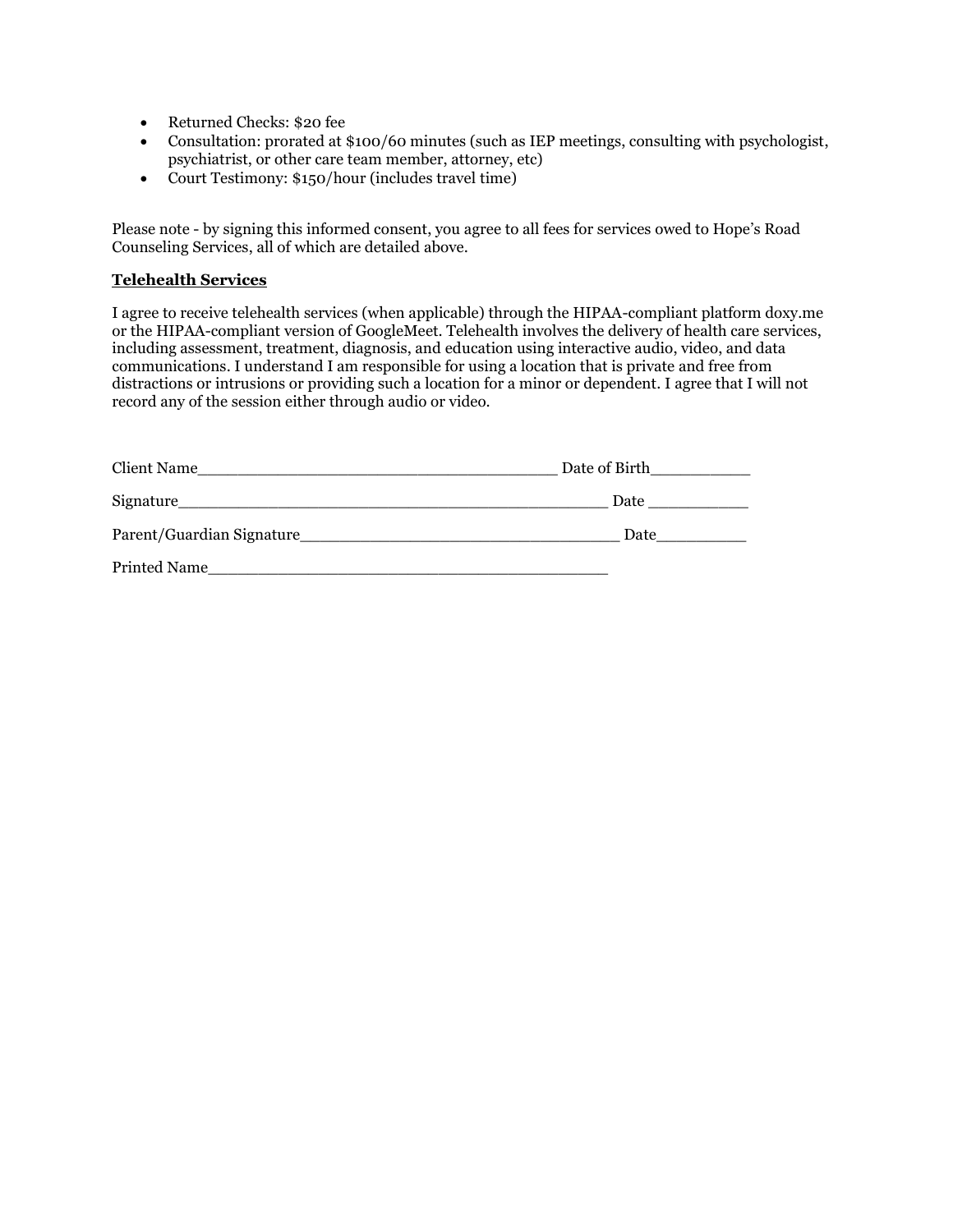- Returned Checks: $20 fee
- Consultation: prorated at $100/60 minutes (such as IEP meetings, consulting with psychologist, psychiatrist, or other care team member, attorney, etc)
- Court Testimony: $150/hour (includes travel time)

Please note - by signing this informed consent, you agree to all fees for services owed to Hope's Road Counseling Services, all of which are detailed above.

**Telehealth Services**

I agree to receive telehealth services (when applicable) through the HIPAA-compliant platform doxy.me or the HIPAA-compliant version of GoogleMeet. Telehealth involves the delivery of health care services, including assessment, treatment, diagnosis, and education using interactive audio, video, and data communications. I understand I am responsible for using a location that is private and free from distractions or intrusions or providing such a location for a minor or dependent. I agree that I will not record any of the session either through audio or video.

Client Name_____________________________________ Date of Birth__________

Signature____________________________________________ Date __________

Parent/Guardian Signature_________________________________ Date_________

Printed Name_________________________________________